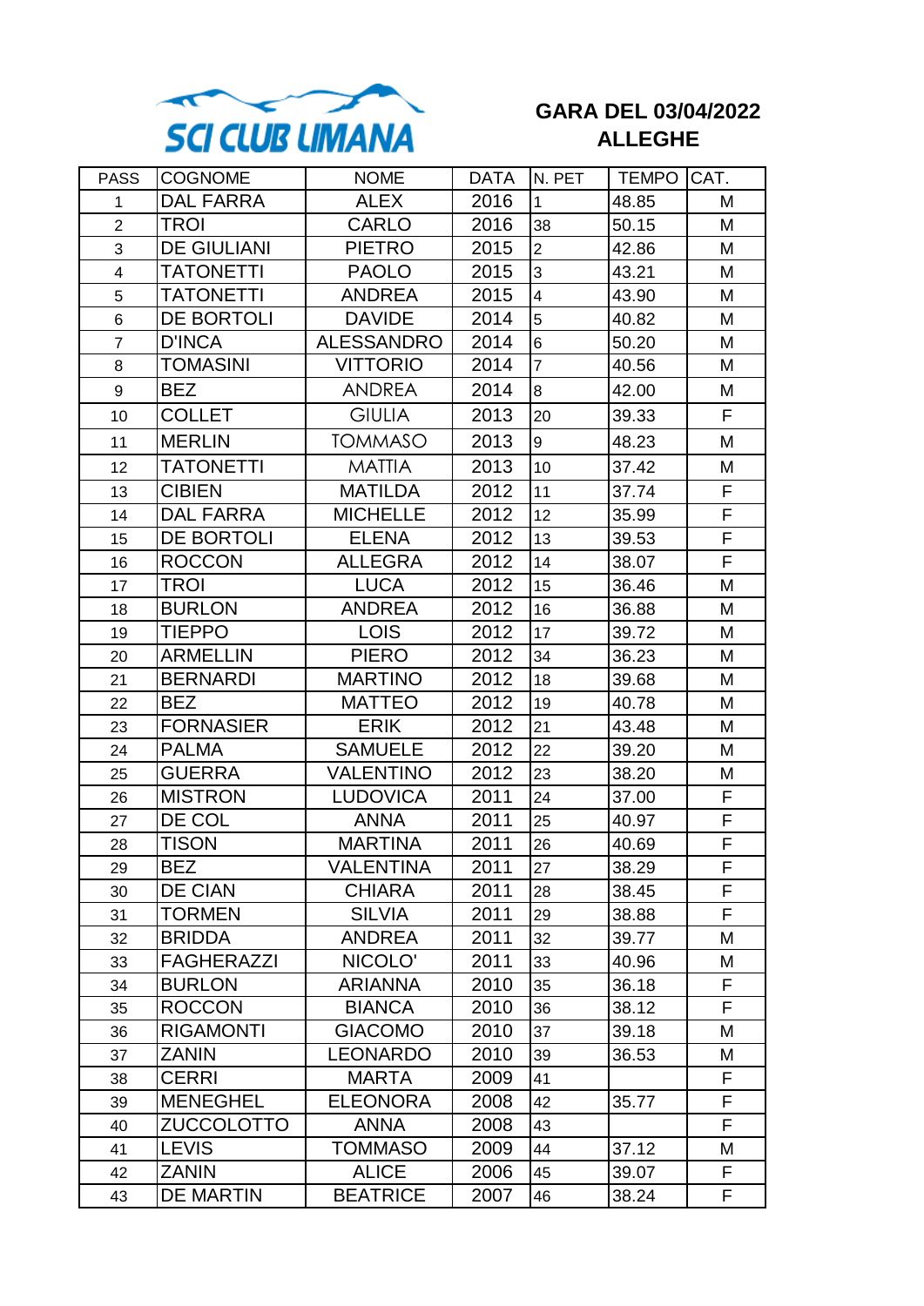SCI CLUB LIMANA

# GARA DEL 03/04/2022
# ALLEGHE

| PASS | COGNOME | NOME | DATA | N. PET | TEMPO | CAT. |
|---|---|---|---|---|---|---|
| 1 | DAL FARRA | ALEX | 2016 | 1 | 48.85 | M |
| 2 | TROI | CARLO | 2016 | 38 | 50.15 | M |
| 3 | DE GIULIANI | PIETRO | 2015 | 2 | 42.86 | M |
| 4 | TATONETTI | PAOLO | 2015 | 3 | 43.21 | M |
| 5 | TATONETTI | ANDREA | 2015 | 4 | 43.90 | M |
| 6 | DE BORTOLI | DAVIDE | 2014 | 5 | 40.82 | M |
| 7 | D'INCA | ALESSANDRO | 2014 | 6 | 50.20 | M |
| 8 | TOMASINI | VITTORIO | 2014 | 7 | 40.56 | M |
| 9 | BEZ | ANDREA | 2014 | 8 | 42.00 | M |
| 10 | COLLET | GIULIA | 2013 | 20 | 39.33 | F |
| 11 | MERLIN | TOMMASO | 2013 | 9 | 48.23 | M |
| 12 | TATONETTI | MATTIA | 2013 | 10 | 37.42 | M |
| 13 | CIBIEN | MATILDA | 2012 | 11 | 37.74 | F |
| 14 | DAL FARRA | MICHELLE | 2012 | 12 | 35.99 | F |
| 15 | DE BORTOLI | ELENA | 2012 | 13 | 39.53 | F |
| 16 | ROCCON | ALLEGRA | 2012 | 14 | 38.07 | F |
| 17 | TROI | LUCA | 2012 | 15 | 36.46 | M |
| 18 | BURLON | ANDREA | 2012 | 16 | 36.88 | M |
| 19 | TIEPPO | LOIS | 2012 | 17 | 39.72 | M |
| 20 | ARMELLIN | PIERO | 2012 | 34 | 36.23 | M |
| 21 | BERNARDI | MARTINO | 2012 | 18 | 39.68 | M |
| 22 | BEZ | MATTEO | 2012 | 19 | 40.78 | M |
| 23 | FORNASIER | ERIK | 2012 | 21 | 43.48 | M |
| 24 | PALMA | SAMUELE | 2012 | 22 | 39.20 | M |
| 25 | GUERRA | VALENTINO | 2012 | 23 | 38.20 | M |
| 26 | MISTRON | LUDOVICA | 2011 | 24 | 37.00 | F |
| 27 | DE COL | ANNA | 2011 | 25 | 40.97 | F |
| 28 | TISON | MARTINA | 2011 | 26 | 40.69 | F |
| 29 | BEZ | VALENTINA | 2011 | 27 | 38.29 | F |
| 30 | DE CIAN | CHIARA | 2011 | 28 | 38.45 | F |
| 31 | TORMEN | SILVIA | 2011 | 29 | 38.88 | F |
| 32 | BRIDDA | ANDREA | 2011 | 32 | 39.77 | M |
| 33 | FAGHERAZZI | NICOLO' | 2011 | 33 | 40.96 | M |
| 34 | BURLON | ARIANNA | 2010 | 35 | 36.18 | F |
| 35 | ROCCON | BIANCA | 2010 | 36 | 38.12 | F |
| 36 | RIGAMONTI | GIACOMO | 2010 | 37 | 39.18 | M |
| 37 | ZANIN | LEONARDO | 2010 | 39 | 36.53 | M |
| 38 | CERRI | MARTA | 2009 | 41 | | F |
| 39 | MENEGHEL | ELEONORA | 2008 | 42 | 35.77 | F |
| 40 | ZUCCOLOTTO | ANNA | 2008 | 43 | | F |
| 41 | LEVIS | TOMMASO | 2009 | 44 | 37.12 | M |
| 42 | ZANIN | ALICE | 2006 | 45 | 39.07 | F |
| 43 | DE MARTIN | BEATRICE | 2007 | 46 | 38.24 | F |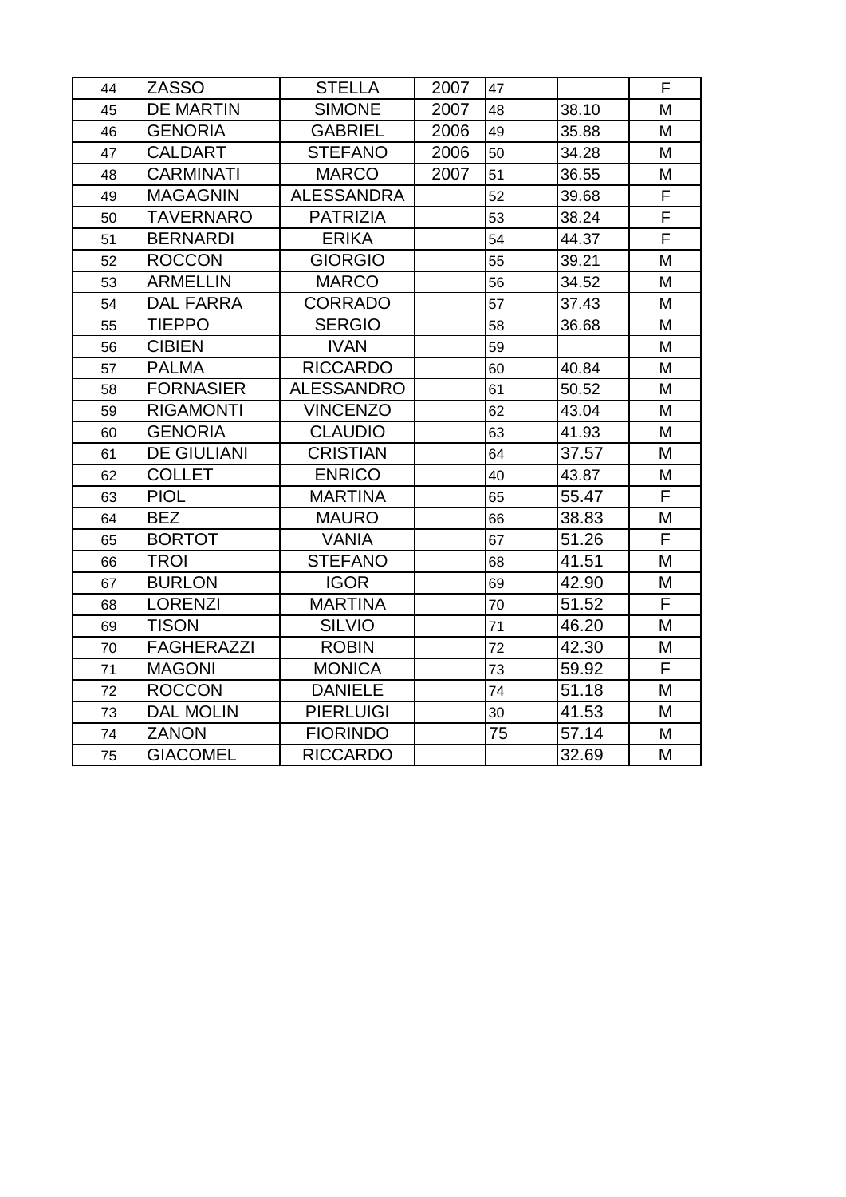| | | | | | | |
|---|---|---|---|---|---|---|
| 44 | ZASSO | STELLA | 2007 | 47 | | F |
| 45 | DE MARTIN | SIMONE | 2007 | 48 | 38.10 | M |
| 46 | GENORIA | GABRIEL | 2006 | 49 | 35.88 | M |
| 47 | CALDART | STEFANO | 2006 | 50 | 34.28 | M |
| 48 | CARMINATI | MARCO | 2007 | 51 | 36.55 | M |
| 49 | MAGAGNIN | ALESSANDRA | | 52 | 39.68 | F |
| 50 | TAVERNARO | PATRIZIA | | 53 | 38.24 | F |
| 51 | BERNARDI | ERIKA | | 54 | 44.37 | F |
| 52 | ROCCON | GIORGIO | | 55 | 39.21 | M |
| 53 | ARMELLIN | MARCO | | 56 | 34.52 | M |
| 54 | DAL FARRA | CORRADO | | 57 | 37.43 | M |
| 55 | TIEPPO | SERGIO | | 58 | 36.68 | M |
| 56 | CIBIEN | IVAN | | 59 | | M |
| 57 | PALMA | RICCARDO | | 60 | 40.84 | M |
| 58 | FORNASIER | ALESSANDRO | | 61 | 50.52 | M |
| 59 | RIGAMONTI | VINCENZO | | 62 | 43.04 | M |
| 60 | GENORIA | CLAUDIO | | 63 | 41.93 | M |
| 61 | DE GIULIANI | CRISTIAN | | 64 | 37.57 | M |
| 62 | COLLET | ENRICO | | 40 | 43.87 | M |
| 63 | PIOL | MARTINA | | 65 | 55.47 | F |
| 64 | BEZ | MAURO | | 66 | 38.83 | M |
| 65 | BORTOT | VANIA | | 67 | 51.26 | F |
| 66 | TROI | STEFANO | | 68 | 41.51 | M |
| 67 | BURLON | IGOR | | 69 | 42.90 | M |
| 68 | LORENZI | MARTINA | | 70 | 51.52 | F |
| 69 | TISON | SILVIO | | 71 | 46.20 | M |
| 70 | FAGHERAZZI | ROBIN | | 72 | 42.30 | M |
| 71 | MAGONI | MONICA | | 73 | 59.92 | F |
| 72 | ROCCON | DANIELE | | 74 | 51.18 | M |
| 73 | DAL MOLIN | PIERLUIGI | | 30 | 41.53 | M |
| 74 | ZANON | FIORINDO | | 75 | 57.14 | M |
| 75 | GIACOMEL | RICCARDO | | | 32.69 | M |